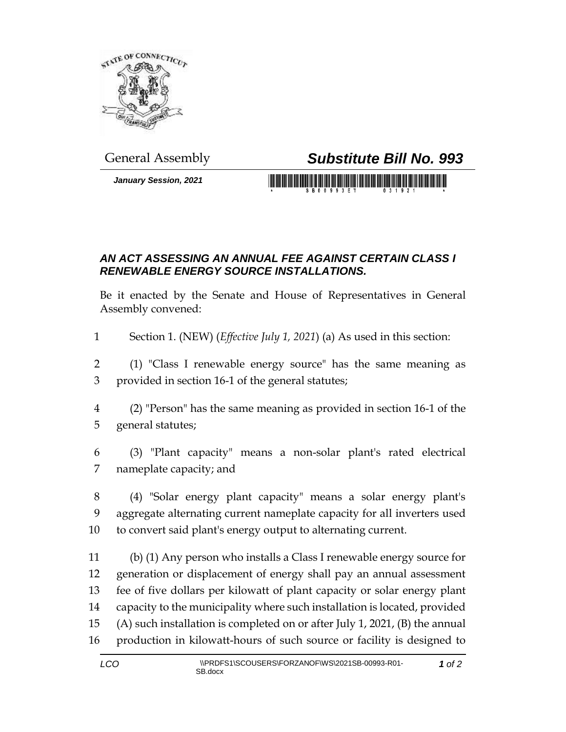General Assembly

# *Substitute Bill No. 993*

***January Session, 2021***

## *AN ACT ASSESSING AN ANNUAL FEE AGAINST CERTAIN CLASS I RENEWABLE ENERGY SOURCE INSTALLATIONS.*

Be it enacted by the Senate and House of Representatives in General Assembly convened:

1 Section 1. (NEW) (*Effective July 1, 2021*) (a) As used in this section:

2 (1) "Class I renewable energy source" has the same meaning as
3 provided in section 16-1 of the general statutes;

4 (2) "Person" has the same meaning as provided in section 16-1 of the
5 general statutes;

6 (3) "Plant capacity" means a non-solar plant's rated electrical
7 nameplate capacity; and

8 (4) "Solar energy plant capacity" means a solar energy plant's
9 aggregate alternating current nameplate capacity for all inverters used
10 to convert said plant's energy output to alternating current.

11 (b) (1) Any person who installs a Class I renewable energy source for
12 generation or displacement of energy shall pay an annual assessment
13 fee of five dollars per kilowatt of plant capacity or solar energy plant
14 capacity to the municipality where such installation is located, provided
15 (A) such installation is completed on or after July 1, 2021, (B) the annual
16 production in kilowatt-hours of such source or facility is designed to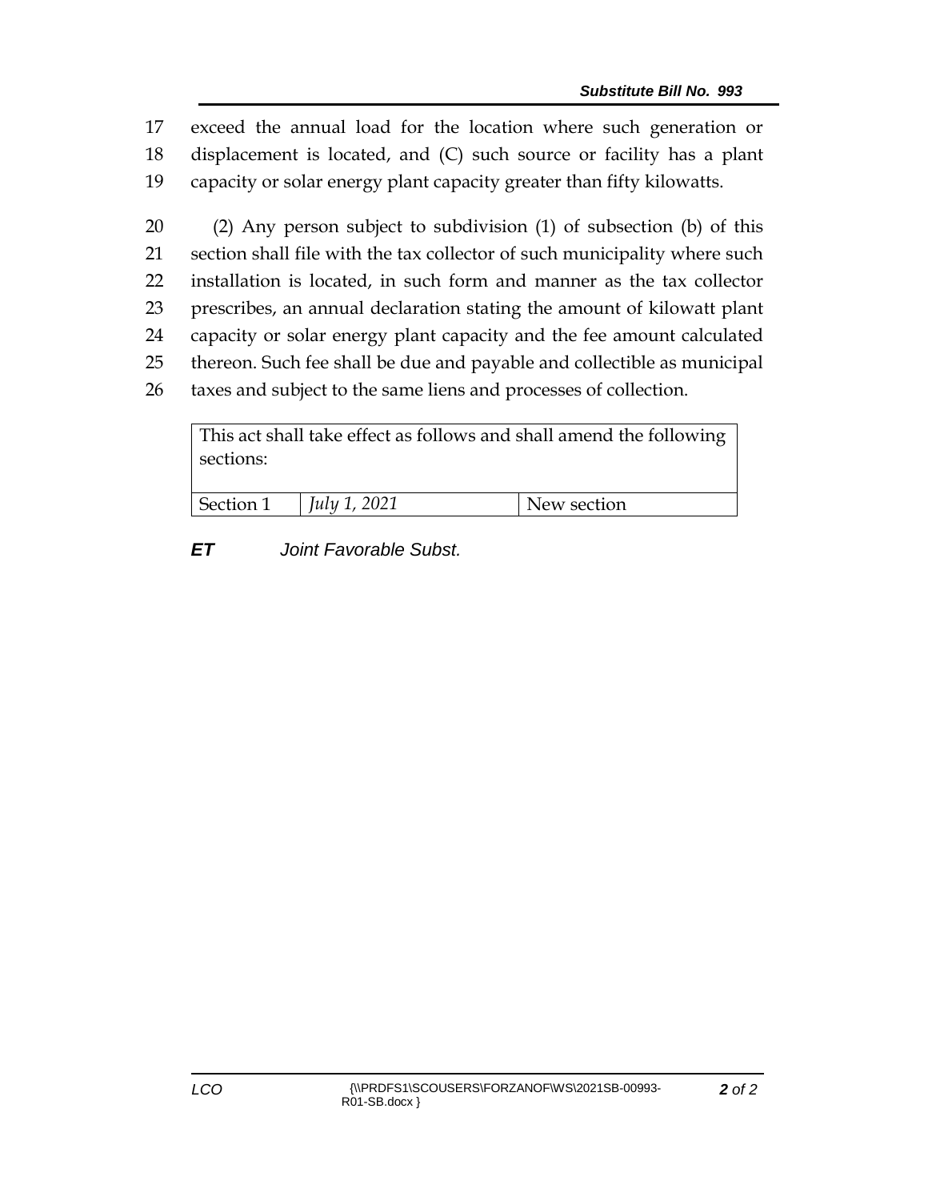exceed the annual load for the location where such generation or displacement is located, and (C) such source or facility has a plant capacity or solar energy plant capacity greater than fifty kilowatts.

(2) Any person subject to subdivision (1) of subsection (b) of this section shall file with the tax collector of such municipality where such installation is located, in such form and manner as the tax collector prescribes, an annual declaration stating the amount of kilowatt plant capacity or solar energy plant capacity and the fee amount calculated thereon. Such fee shall be due and payable and collectible as municipal taxes and subject to the same liens and processes of collection.

| This act shall take effect as follows and shall amend the following sections: | | |
|---|---|---|
| Section 1 | *July 1, 2021* | New section |

***ET*** *Joint Favorable Subst.*